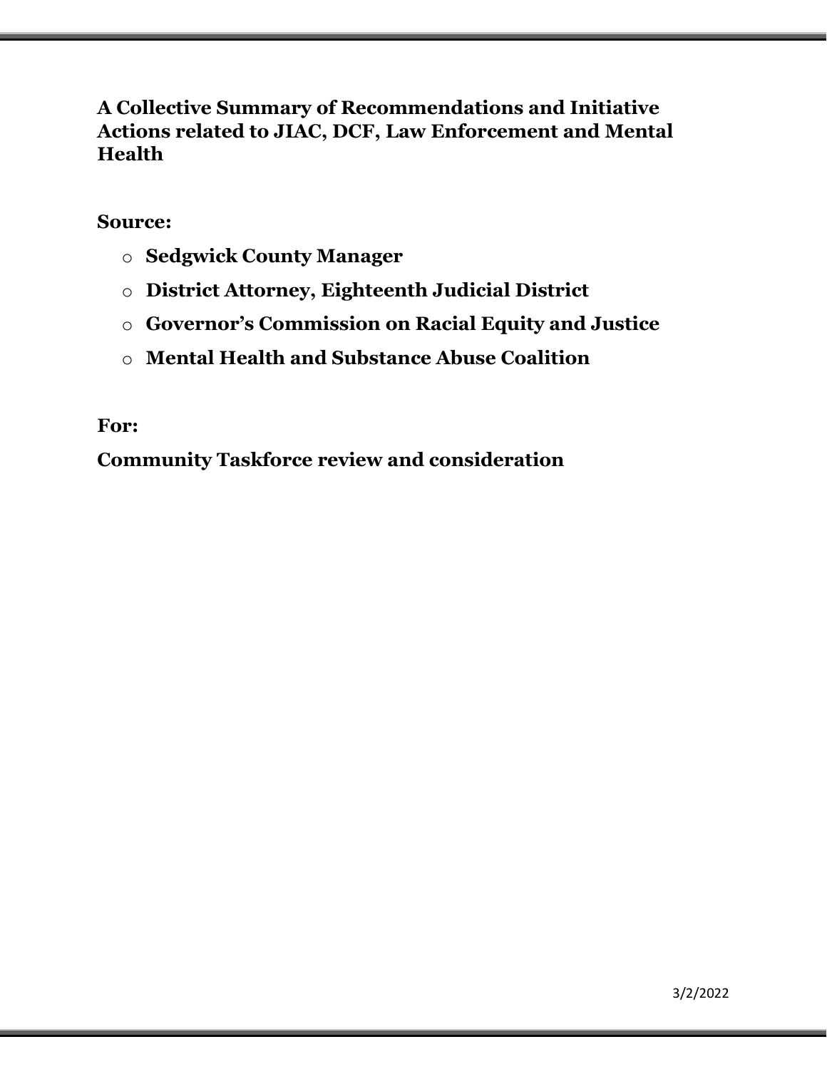# A Collective Summary of Recommendations and Initiative Actions related to JIAC, DCF, Law Enforcement and Mental Health

**Source:**

- **Sedgwick County Manager**
- **District Attorney, Eighteenth Judicial District**
- **Governor's Commission on Racial Equity and Justice**
- **Mental Health and Substance Abuse Coalition**

**For:**

**Community Taskforce review and consideration**

3/2/2022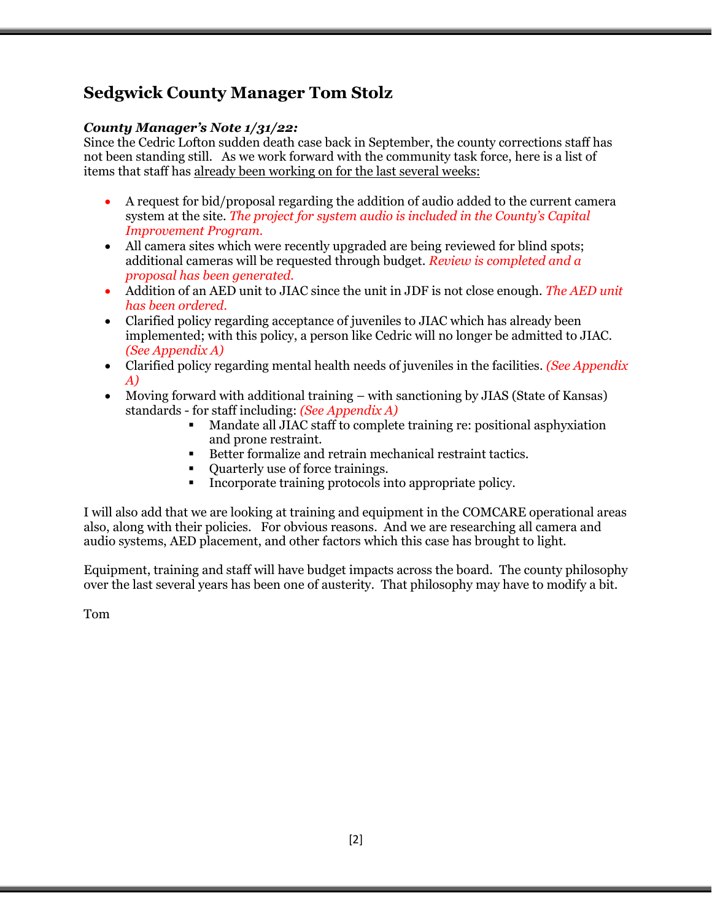## Sedgwick County Manager Tom Stolz

***County Manager's Note 1/31/22:***

Since the Cedric Lofton sudden death case back in September, the county corrections staff has not been standing still. As we work forward with the community task force, here is a list of items that staff has already been working on for the last several weeks:

- A request for bid/proposal regarding the addition of audio added to the current camera system at the site. *The project for system audio is included in the County's Capital Improvement Program.*
- All camera sites which were recently upgraded are being reviewed for blind spots; additional cameras will be requested through budget. *Review is completed and a proposal has been generated.*
- Addition of an AED unit to JIAC since the unit in JDF is not close enough. *The AED unit has been ordered.*
- Clarified policy regarding acceptance of juveniles to JIAC which has already been implemented; with this policy, a person like Cedric will no longer be admitted to JIAC. *(See Appendix A)*
- Clarified policy regarding mental health needs of juveniles in the facilities. *(See Appendix A)*
- Moving forward with additional training – with sanctioning by JIAS (State of Kansas) standards - for staff including: *(See Appendix A)*
  - Mandate all JIAC staff to complete training re: positional asphyxiation and prone restraint.
  - Better formalize and retrain mechanical restraint tactics.
  - Quarterly use of force trainings.
  - Incorporate training protocols into appropriate policy.

I will also add that we are looking at training and equipment in the COMCARE operational areas also, along with their policies. For obvious reasons. And we are researching all camera and audio systems, AED placement, and other factors which this case has brought to light.

Equipment, training and staff will have budget impacts across the board. The county philosophy over the last several years has been one of austerity. That philosophy may have to modify a bit.

Tom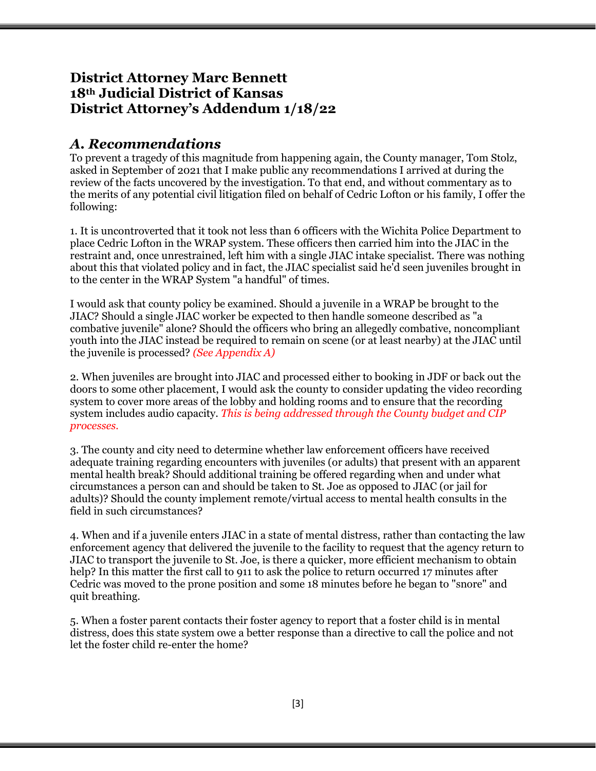# District Attorney Marc Bennett
# 18th Judicial District of Kansas
# District Attorney's Addendum 1/18/22

## *A. Recommendations*

To prevent a tragedy of this magnitude from happening again, the County manager, Tom Stolz, asked in September of 2021 that I make public any recommendations I arrived at during the review of the facts uncovered by the investigation. To that end, and without commentary as to the merits of any potential civil litigation filed on behalf of Cedric Lofton or his family, I offer the following:

1. It is uncontroverted that it took not less than 6 officers with the Wichita Police Department to place Cedric Lofton in the WRAP system. These officers then carried him into the JIAC in the restraint and, once unrestrained, left him with a single JIAC intake specialist. There was nothing about this that violated policy and in fact, the JIAC specialist said he'd seen juveniles brought in to the center in the WRAP System "a handful" of times.

I would ask that county policy be examined. Should a juvenile in a WRAP be brought to the JIAC? Should a single JIAC worker be expected to then handle someone described as "a combative juvenile" alone? Should the officers who bring an allegedly combative, noncompliant youth into the JIAC instead be required to remain on scene (or at least nearby) at the JIAC until the juvenile is processed? *(See Appendix A)*

2. When juveniles are brought into JIAC and processed either to booking in JDF or back out the doors to some other placement, I would ask the county to consider updating the video recording system to cover more areas of the lobby and holding rooms and to ensure that the recording system includes audio capacity. *This is being addressed through the County budget and CIP processes.*

3. The county and city need to determine whether law enforcement officers have received adequate training regarding encounters with juveniles (or adults) that present with an apparent mental health break? Should additional training be offered regarding when and under what circumstances a person can and should be taken to St. Joe as opposed to JIAC (or jail for adults)? Should the county implement remote/virtual access to mental health consults in the field in such circumstances?

4. When and if a juvenile enters JIAC in a state of mental distress, rather than contacting the law enforcement agency that delivered the juvenile to the facility to request that the agency return to JIAC to transport the juvenile to St. Joe, is there a quicker, more efficient mechanism to obtain help? In this matter the first call to 911 to ask the police to return occurred 17 minutes after Cedric was moved to the prone position and some 18 minutes before he began to "snore" and quit breathing.

5. When a foster parent contacts their foster agency to report that a foster child is in mental distress, does this state system owe a better response than a directive to call the police and not let the foster child re-enter the home?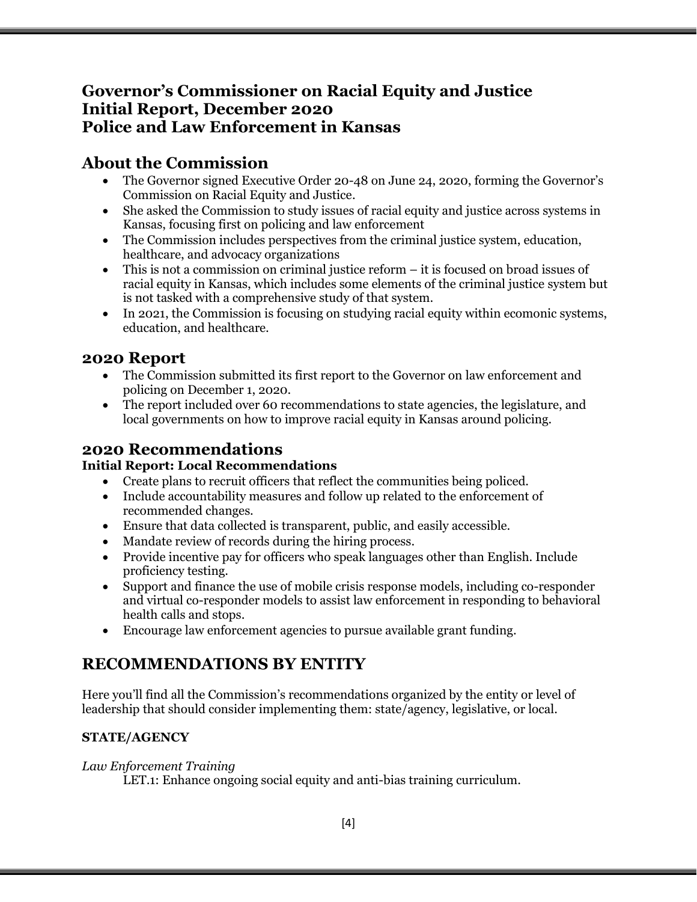# Governor's Commissioner on Racial Equity and Justice
# Initial Report, December 2020
# Police and Law Enforcement in Kansas

## About the Commission

- The Governor signed Executive Order 20-48 on June 24, 2020, forming the Governor's Commission on Racial Equity and Justice.
- She asked the Commission to study issues of racial equity and justice across systems in Kansas, focusing first on policing and law enforcement
- The Commission includes perspectives from the criminal justice system, education, healthcare, and advocacy organizations
- This is not a commission on criminal justice reform – it is focused on broad issues of racial equity in Kansas, which includes some elements of the criminal justice system but is not tasked with a comprehensive study of that system.
- In 2021, the Commission is focusing on studying racial equity within ecomonic systems, education, and healthcare.

## 2020 Report

- The Commission submitted its first report to the Governor on law enforcement and policing on December 1, 2020.
- The report included over 60 recommendations to state agencies, the legislature, and local governments on how to improve racial equity in Kansas around policing.

## 2020 Recommendations

**Initial Report: Local Recommendations**

- Create plans to recruit officers that reflect the communities being policed.
- Include accountability measures and follow up related to the enforcement of recommended changes.
- Ensure that data collected is transparent, public, and easily accessible.
- Mandate review of records during the hiring process.
- Provide incentive pay for officers who speak languages other than English. Include proficiency testing.
- Support and finance the use of mobile crisis response models, including co-responder and virtual co-responder models to assist law enforcement in responding to behavioral health calls and stops.
- Encourage law enforcement agencies to pursue available grant funding.

## RECOMMENDATIONS BY ENTITY

Here you'll find all the Commission's recommendations organized by the entity or level of leadership that should consider implementing them: state/agency, legislative, or local.

**STATE/AGENCY**

*Law Enforcement Training*

LET.1: Enhance ongoing social equity and anti-bias training curriculum.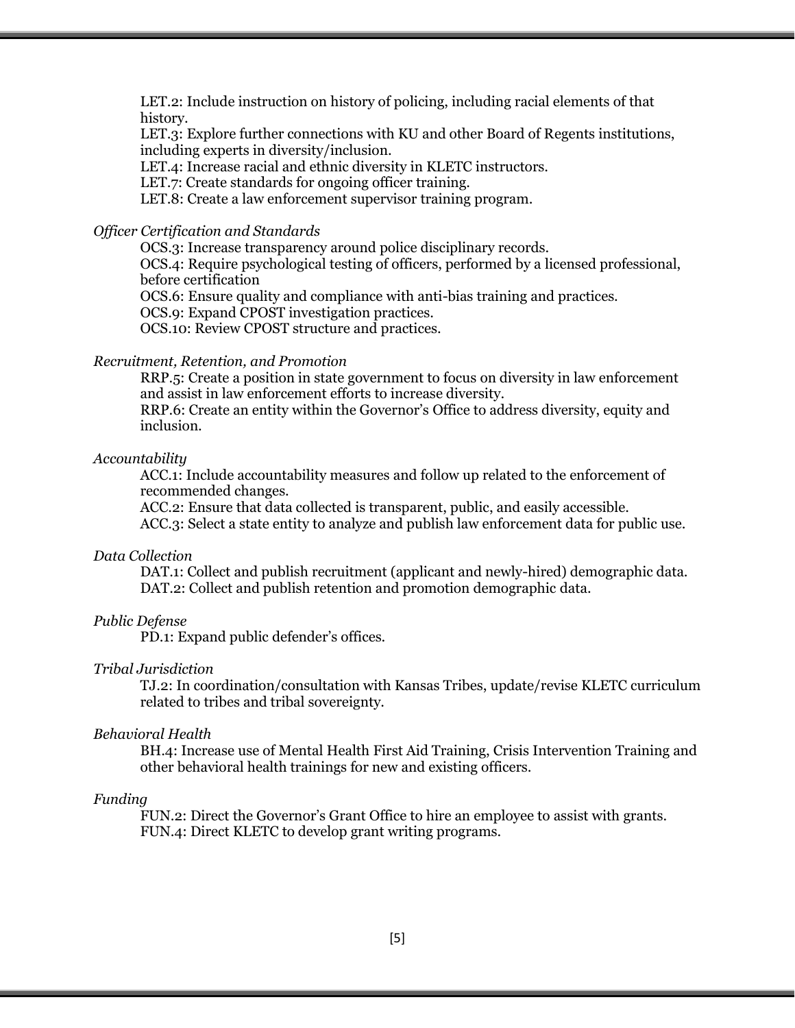LET.2: Include instruction on history of policing, including racial elements of that history.
LET.3: Explore further connections with KU and other Board of Regents institutions, including experts in diversity/inclusion.
LET.4: Increase racial and ethnic diversity in KLETC instructors.
LET.7: Create standards for ongoing officer training.
LET.8: Create a law enforcement supervisor training program.

*Officer Certification and Standards*

OCS.3: Increase transparency around police disciplinary records.
OCS.4: Require psychological testing of officers, performed by a licensed professional, before certification
OCS.6: Ensure quality and compliance with anti-bias training and practices.
OCS.9: Expand CPOST investigation practices.
OCS.10: Review CPOST structure and practices.

*Recruitment, Retention, and Promotion*

RRP.5: Create a position in state government to focus on diversity in law enforcement and assist in law enforcement efforts to increase diversity.
RRP.6: Create an entity within the Governor's Office to address diversity, equity and inclusion.

*Accountability*

ACC.1: Include accountability measures and follow up related to the enforcement of recommended changes.
ACC.2: Ensure that data collected is transparent, public, and easily accessible.
ACC.3: Select a state entity to analyze and publish law enforcement data for public use.

*Data Collection*

DAT.1: Collect and publish recruitment (applicant and newly-hired) demographic data.
DAT.2: Collect and publish retention and promotion demographic data.

*Public Defense*

PD.1: Expand public defender's offices.

*Tribal Jurisdiction*

TJ.2: In coordination/consultation with Kansas Tribes, update/revise KLETC curriculum related to tribes and tribal sovereignty.

*Behavioral Health*

BH.4: Increase use of Mental Health First Aid Training, Crisis Intervention Training and other behavioral health trainings for new and existing officers.

*Funding*

FUN.2: Direct the Governor's Grant Office to hire an employee to assist with grants.
FUN.4: Direct KLETC to develop grant writing programs.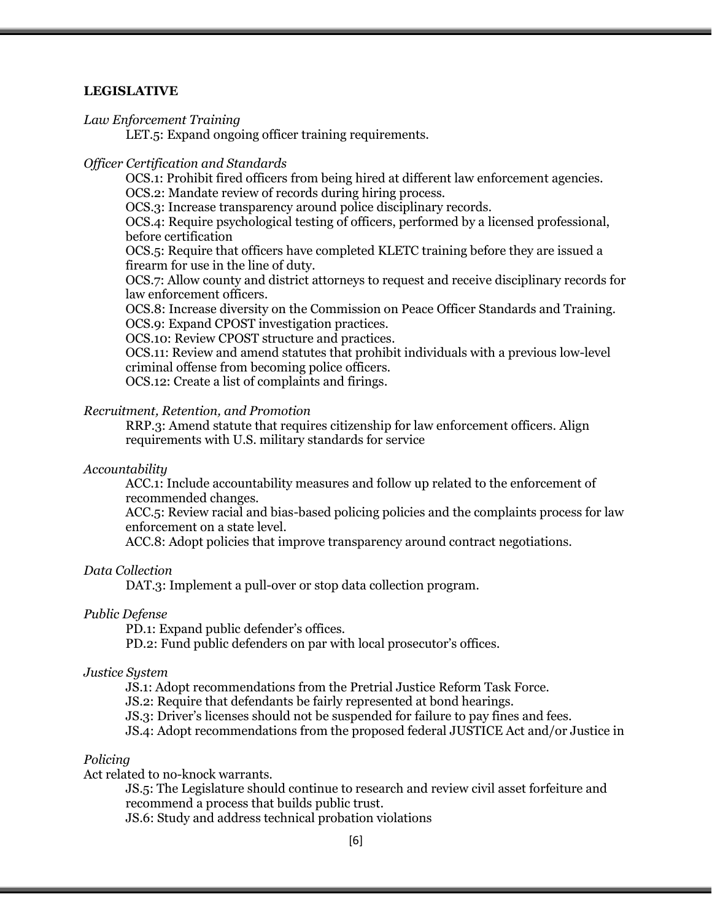**LEGISLATIVE**

*Law Enforcement Training*

LET.5: Expand ongoing officer training requirements.

*Officer Certification and Standards*

OCS.1: Prohibit fired officers from being hired at different law enforcement agencies.
OCS.2: Mandate review of records during hiring process.
OCS.3: Increase transparency around police disciplinary records.
OCS.4: Require psychological testing of officers, performed by a licensed professional, before certification
OCS.5: Require that officers have completed KLETC training before they are issued a firearm for use in the line of duty.
OCS.7: Allow county and district attorneys to request and receive disciplinary records for law enforcement officers.
OCS.8: Increase diversity on the Commission on Peace Officer Standards and Training.
OCS.9: Expand CPOST investigation practices.
OCS.10: Review CPOST structure and practices.
OCS.11: Review and amend statutes that prohibit individuals with a previous low-level criminal offense from becoming police officers.
OCS.12: Create a list of complaints and firings.

*Recruitment, Retention, and Promotion*

RRP.3: Amend statute that requires citizenship for law enforcement officers. Align requirements with U.S. military standards for service

*Accountability*

ACC.1: Include accountability measures and follow up related to the enforcement of recommended changes.
ACC.5: Review racial and bias-based policing policies and the complaints process for law enforcement on a state level.
ACC.8: Adopt policies that improve transparency around contract negotiations.

*Data Collection*

DAT.3: Implement a pull-over or stop data collection program.

*Public Defense*

PD.1: Expand public defender's offices.
PD.2: Fund public defenders on par with local prosecutor's offices.

*Justice System*

JS.1: Adopt recommendations from the Pretrial Justice Reform Task Force.
JS.2: Require that defendants be fairly represented at bond hearings.
JS.3: Driver's licenses should not be suspended for failure to pay fines and fees.
JS.4: Adopt recommendations from the proposed federal JUSTICE Act and/or Justice in

*Policing*

Act related to no-knock warrants.

JS.5: The Legislature should continue to research and review civil asset forfeiture and recommend a process that builds public trust.
JS.6: Study and address technical probation violations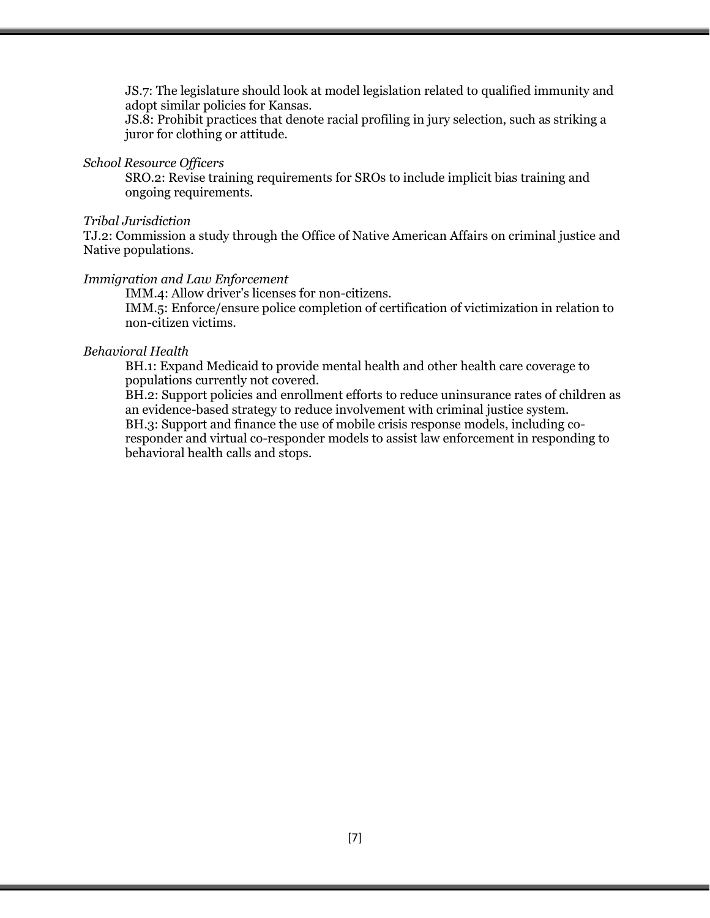JS.7: The legislature should look at model legislation related to qualified immunity and adopt similar policies for Kansas.
JS.8: Prohibit practices that denote racial profiling in jury selection, such as striking a juror for clothing or attitude.

*School Resource Officers*

SRO.2: Revise training requirements for SROs to include implicit bias training and ongoing requirements.

*Tribal Jurisdiction*

TJ.2: Commission a study through the Office of Native American Affairs on criminal justice and Native populations.

*Immigration and Law Enforcement*

IMM.4: Allow driver's licenses for non-citizens.
IMM.5: Enforce/ensure police completion of certification of victimization in relation to non-citizen victims.

*Behavioral Health*

BH.1: Expand Medicaid to provide mental health and other health care coverage to populations currently not covered.
BH.2: Support policies and enrollment efforts to reduce uninsurance rates of children as an evidence-based strategy to reduce involvement with criminal justice system.
BH.3: Support and finance the use of mobile crisis response models, including co-responder and virtual co-responder models to assist law enforcement in responding to behavioral health calls and stops.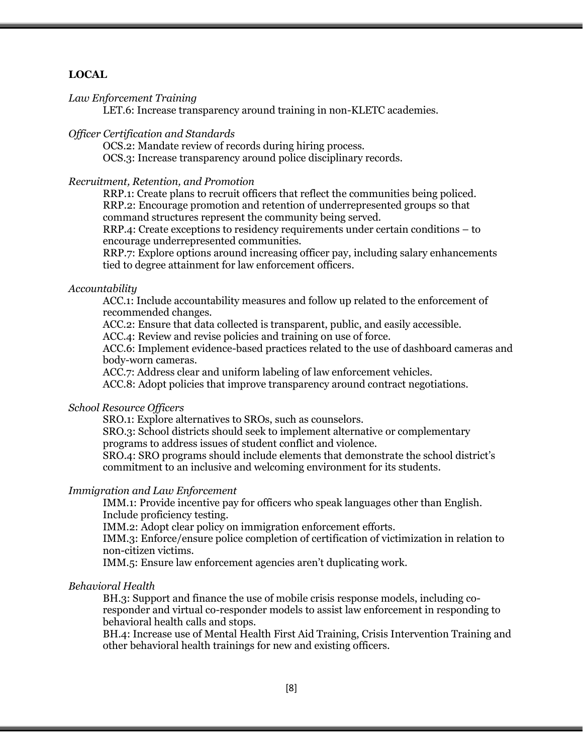**LOCAL**

*Law Enforcement Training*

LET.6: Increase transparency around training in non-KLETC academies.

*Officer Certification and Standards*

OCS.2: Mandate review of records during hiring process.
OCS.3: Increase transparency around police disciplinary records.

*Recruitment, Retention, and Promotion*

RRP.1: Create plans to recruit officers that reflect the communities being policed.
RRP.2: Encourage promotion and retention of underrepresented groups so that command structures represent the community being served.
RRP.4: Create exceptions to residency requirements under certain conditions – to encourage underrepresented communities.
RRP.7: Explore options around increasing officer pay, including salary enhancements tied to degree attainment for law enforcement officers.

*Accountability*

ACC.1: Include accountability measures and follow up related to the enforcement of recommended changes.
ACC.2: Ensure that data collected is transparent, public, and easily accessible.
ACC.4: Review and revise policies and training on use of force.
ACC.6: Implement evidence-based practices related to the use of dashboard cameras and body-worn cameras.
ACC.7: Address clear and uniform labeling of law enforcement vehicles.
ACC.8: Adopt policies that improve transparency around contract negotiations.

*School Resource Officers*

SRO.1: Explore alternatives to SROs, such as counselors.
SRO.3: School districts should seek to implement alternative or complementary programs to address issues of student conflict and violence.
SRO.4: SRO programs should include elements that demonstrate the school district's commitment to an inclusive and welcoming environment for its students.

*Immigration and Law Enforcement*

IMM.1: Provide incentive pay for officers who speak languages other than English. Include proficiency testing.
IMM.2: Adopt clear policy on immigration enforcement efforts.
IMM.3: Enforce/ensure police completion of certification of victimization in relation to non-citizen victims.
IMM.5: Ensure law enforcement agencies aren't duplicating work.

*Behavioral Health*

BH.3: Support and finance the use of mobile crisis response models, including co-responder and virtual co-responder models to assist law enforcement in responding to behavioral health calls and stops.
BH.4: Increase use of Mental Health First Aid Training, Crisis Intervention Training and other behavioral health trainings for new and existing officers.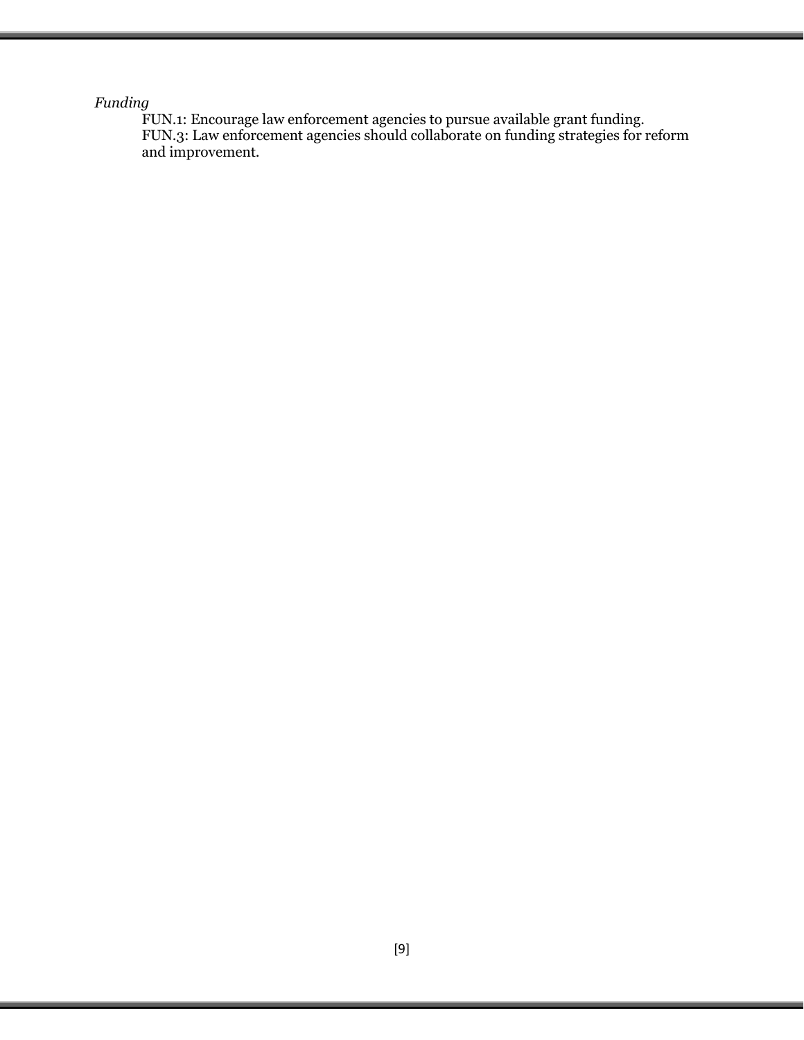*Funding*

FUN.1: Encourage law enforcement agencies to pursue available grant funding.
FUN.3: Law enforcement agencies should collaborate on funding strategies for reform and improvement.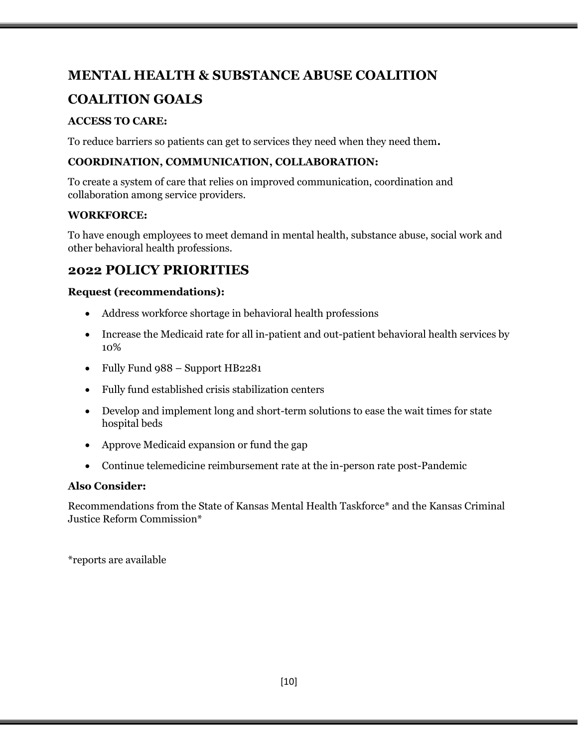# MENTAL HEALTH & SUBSTANCE ABUSE COALITION

## COALITION GOALS

**ACCESS TO CARE:**

To reduce barriers so patients can get to services they need when they need them**.**

**COORDINATION, COMMUNICATION, COLLABORATION:**

To create a system of care that relies on improved communication, coordination and collaboration among service providers.

**WORKFORCE:**

To have enough employees to meet demand in mental health, substance abuse, social work and other behavioral health professions.

## 2022 POLICY PRIORITIES

**Request (recommendations):**

- Address workforce shortage in behavioral health professions
- Increase the Medicaid rate for all in-patient and out-patient behavioral health services by 10%
- Fully Fund 988 – Support HB2281
- Fully fund established crisis stabilization centers
- Develop and implement long and short-term solutions to ease the wait times for state hospital beds
- Approve Medicaid expansion or fund the gap
- Continue telemedicine reimbursement rate at the in-person rate post-Pandemic

**Also Consider:**

Recommendations from the State of Kansas Mental Health Taskforce* and the Kansas Criminal Justice Reform Commission*

*reports are available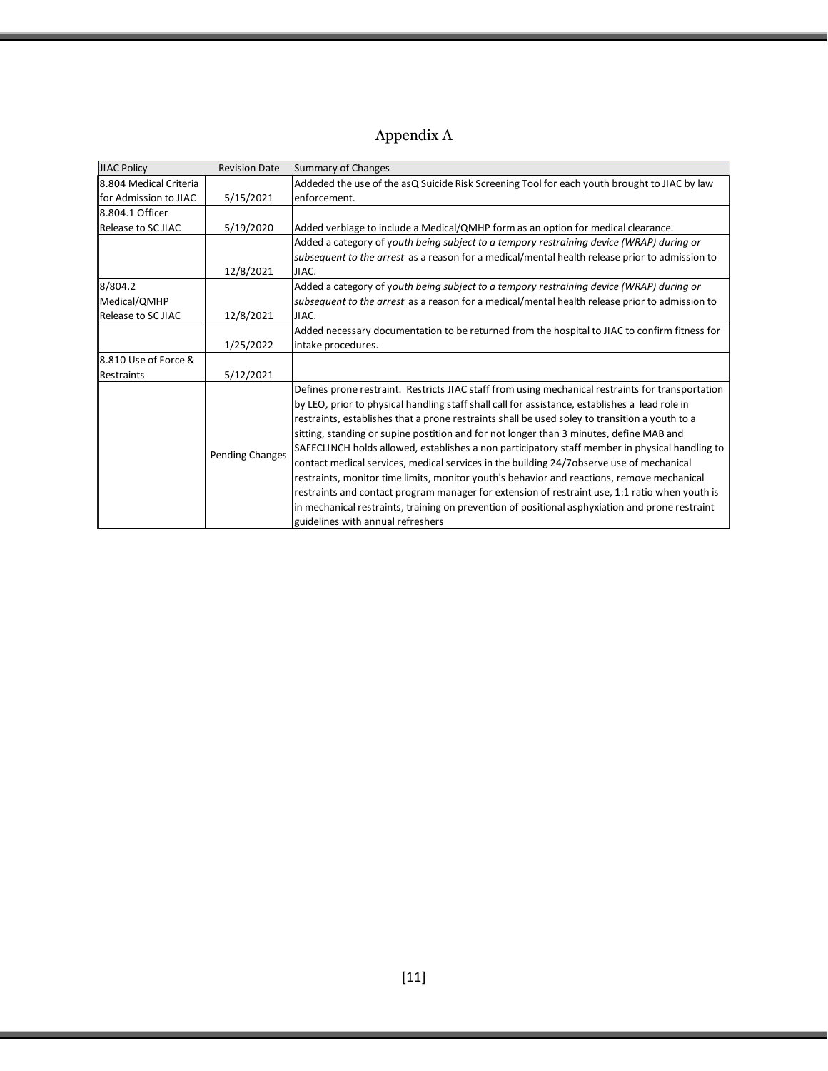# Appendix A

| JIAC Policy | Revision Date | Summary of Changes |
|---|---|---|
| 8.804 Medical Criteria for Admission to JIAC | 5/15/2021 | Addeded the use of the asQ Suicide Risk Screening Tool for each youth brought to JIAC by law enforcement. |
| 8.804.1 Officer Release to SC JIAC | 5/19/2020 | Added verbiage to include a Medical/QMHP form as an option for medical clearance. |
| | 12/8/2021 | Added a category of y*outh being subject to a tempory restraining device (WRAP) during or subsequent to the arrest* as a reason for a medical/mental health release prior to admission to JIAC. |
| 8/804.2 Medical/QMHP Release to SC JIAC | 12/8/2021 | Added a category of y*outh being subject to a tempory restraining device (WRAP) during or subsequent to the arrest* as a reason for a medical/mental health release prior to admission to JIAC. |
| | 1/25/2022 | Added necessary documentation to be returned from the hospital to JIAC to confirm fitness for intake procedures. |
| 8.810 Use of Force & Restraints | 5/12/2021 | |
| | Pending Changes | Defines prone restraint. Restricts JIAC staff from using mechanical restraints for transportation by LEO, prior to physical handling staff shall call for assistance, establishes a lead role in restraints, establishes that a prone restraints shall be used soley to transition a youth to a sitting, standing or supine postition and for not longer than 3 minutes, define MAB and SAFECLINCH holds allowed, establishes a non participatory staff member in physical handling to contact medical services, medical services in the building 24/7observe use of mechanical restraints, monitor time limits, monitor youth's behavior and reactions, remove mechanical restraints and contact program manager for extension of restraint use, 1:1 ratio when youth is in mechanical restraints, training on prevention of positional asphyxiation and prone restraint guidelines with annual refreshers |